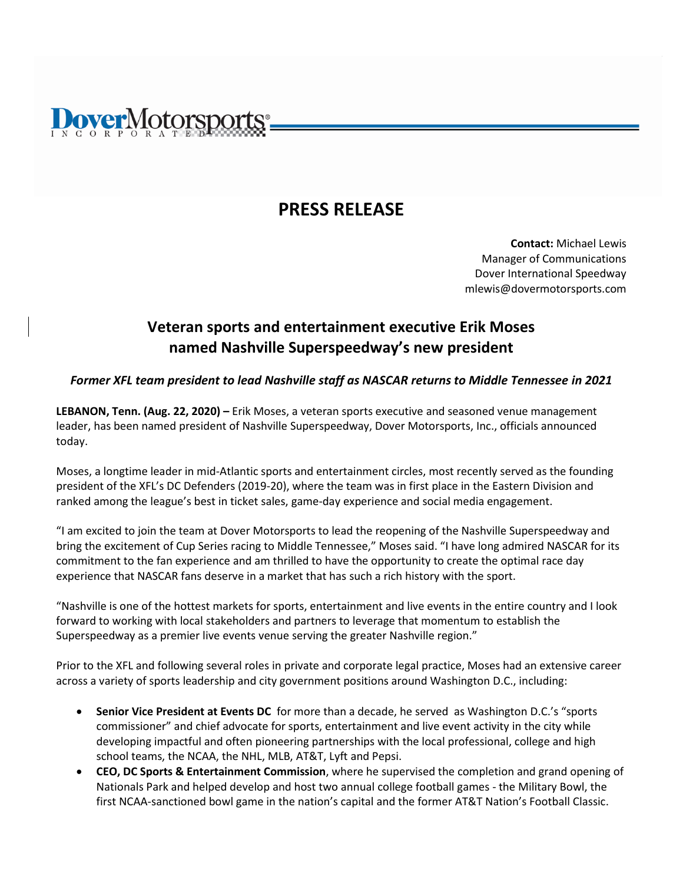Dover Motorsports INCORPORATED

# PRESS RELEASE

**Contact:** Michael Lewis
Manager of Communications
Dover International Speedway
mlewis@dovermotorsports.com

## Veteran sports and entertainment executive Erik Moses named Nashville Superspeedway's new president

***Former XFL team president to lead Nashville staff as NASCAR returns to Middle Tennessee in 2021***

**LEBANON, Tenn. (Aug. 22, 2020) –** Erik Moses, a veteran sports executive and seasoned venue management leader, has been named president of Nashville Superspeedway, Dover Motorsports, Inc., officials announced today.

Moses, a longtime leader in mid-Atlantic sports and entertainment circles, most recently served as the founding president of the XFL's DC Defenders (2019-20), where the team was in first place in the Eastern Division and ranked among the league's best in ticket sales, game-day experience and social media engagement.

"I am excited to join the team at Dover Motorsports to lead the reopening of the Nashville Superspeedway and bring the excitement of Cup Series racing to Middle Tennessee," Moses said. "I have long admired NASCAR for its commitment to the fan experience and am thrilled to have the opportunity to create the optimal race day experience that NASCAR fans deserve in a market that has such a rich history with the sport.

"Nashville is one of the hottest markets for sports, entertainment and live events in the entire country and I look forward to working with local stakeholders and partners to leverage that momentum to establish the Superspeedway as a premier live events venue serving the greater Nashville region."

Prior to the XFL and following several roles in private and corporate legal practice, Moses had an extensive career across a variety of sports leadership and city government positions around Washington D.C., including:

- **Senior Vice President at Events DC** for more than a decade, he served as Washington D.C.'s "sports commissioner" and chief advocate for sports, entertainment and live event activity in the city while developing impactful and often pioneering partnerships with the local professional, college and high school teams, the NCAA, the NHL, MLB, AT&T, Lyft and Pepsi.
- **CEO, DC Sports & Entertainment Commission**, where he supervised the completion and grand opening of Nationals Park and helped develop and host two annual college football games - the Military Bowl, the first NCAA-sanctioned bowl game in the nation's capital and the former AT&T Nation's Football Classic.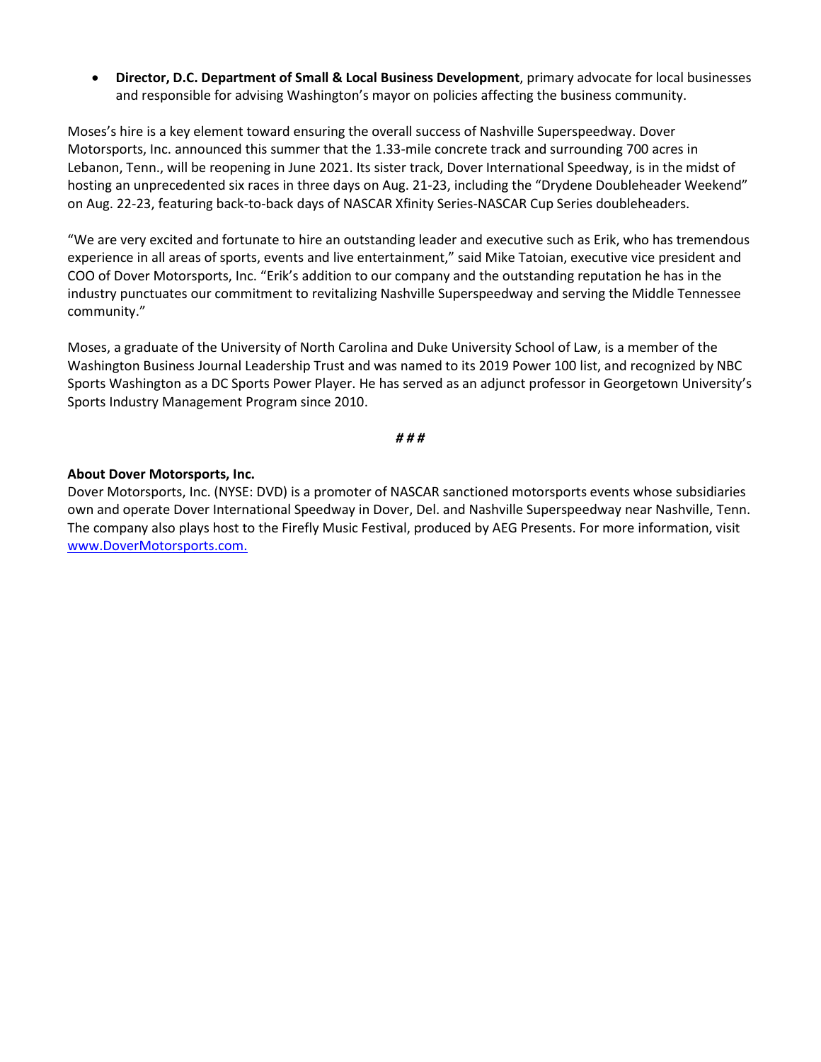- **Director, D.C. Department of Small & Local Business Development**, primary advocate for local businesses and responsible for advising Washington's mayor on policies affecting the business community.

Moses's hire is a key element toward ensuring the overall success of Nashville Superspeedway. Dover Motorsports, Inc. announced this summer that the 1.33-mile concrete track and surrounding 700 acres in Lebanon, Tenn., will be reopening in June 2021. Its sister track, Dover International Speedway, is in the midst of hosting an unprecedented six races in three days on Aug. 21-23, including the "Drydene Doubleheader Weekend" on Aug. 22-23, featuring back-to-back days of NASCAR Xfinity Series-NASCAR Cup Series doubleheaders.

"We are very excited and fortunate to hire an outstanding leader and executive such as Erik, who has tremendous experience in all areas of sports, events and live entertainment," said Mike Tatoian, executive vice president and COO of Dover Motorsports, Inc. "Erik's addition to our company and the outstanding reputation he has in the industry punctuates our commitment to revitalizing Nashville Superspeedway and serving the Middle Tennessee community."

Moses, a graduate of the University of North Carolina and Duke University School of Law, is a member of the Washington Business Journal Leadership Trust and was named to its 2019 Power 100 list, and recognized by NBC Sports Washington as a DC Sports Power Player. He has served as an adjunct professor in Georgetown University's Sports Industry Management Program since 2010.

***# # #***

**About Dover Motorsports, Inc.**

Dover Motorsports, Inc. (NYSE: DVD) is a promoter of NASCAR sanctioned motorsports events whose subsidiaries own and operate Dover International Speedway in Dover, Del. and Nashville Superspeedway near Nashville, Tenn. The company also plays host to the Firefly Music Festival, produced by AEG Presents. For more information, visit [www.DoverMotorsports.com.](http://www.DoverMotorsports.com)